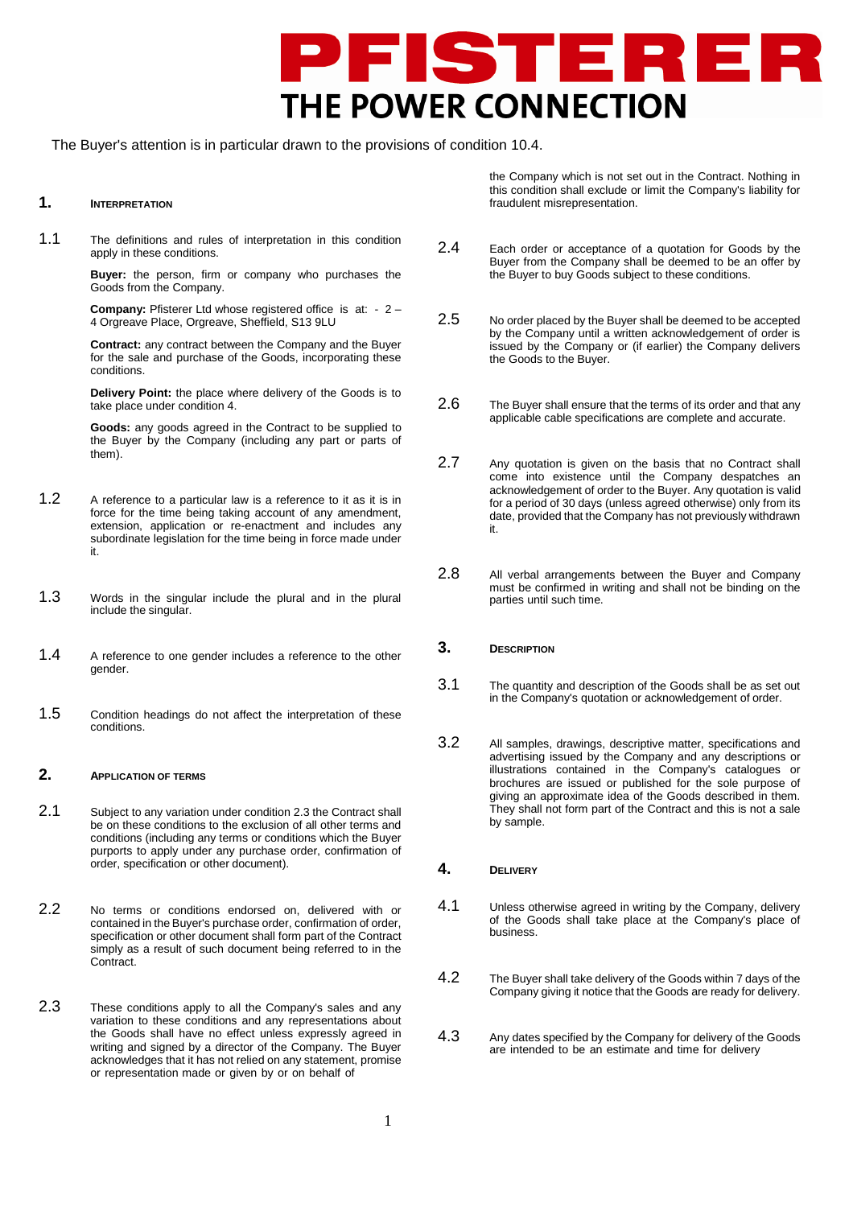PFISTERER

THE POWER CONNECTION

The Buyer's attention is in particular drawn to the provisions of condition 10.4.

## 1. INTERPRETATION

1.1 The definitions and rules of interpretation in this condition apply in these conditions.

**Buyer:** the person, firm or company who purchases the Goods from the Company.

**Company:** Pfisterer Ltd whose registered office is at: - 2 – 4 Orgreave Place, Orgreave, Sheffield, S13 9LU

**Contract:** any contract between the Company and the Buyer for the sale and purchase of the Goods, incorporating these conditions.

**Delivery Point:** the place where delivery of the Goods is to take place under condition 4.

**Goods:** any goods agreed in the Contract to be supplied to the Buyer by the Company (including any part or parts of them).

1.2 A reference to a particular law is a reference to it as it is in force for the time being taking account of any amendment, extension, application or re-enactment and includes any subordinate legislation for the time being in force made under it.

1.3 Words in the singular include the plural and in the plural include the singular.

1.4 A reference to one gender includes a reference to the other gender.

1.5 Condition headings do not affect the interpretation of these conditions.

## 2. APPLICATION OF TERMS

2.1 Subject to any variation under condition 2.3 the Contract shall be on these conditions to the exclusion of all other terms and conditions (including any terms or conditions which the Buyer purports to apply under any purchase order, confirmation of order, specification or other document).

2.2 No terms or conditions endorsed on, delivered with or contained in the Buyer's purchase order, confirmation of order, specification or other document shall form part of the Contract simply as a result of such document being referred to in the Contract.

2.3 These conditions apply to all the Company's sales and any variation to these conditions and any representations about the Goods shall have no effect unless expressly agreed in writing and signed by a director of the Company. The Buyer acknowledges that it has not relied on any statement, promise or representation made or given by or on behalf of the Company which is not set out in the Contract. Nothing in this condition shall exclude or limit the Company's liability for fraudulent misrepresentation.

2.4 Each order or acceptance of a quotation for Goods by the Buyer from the Company shall be deemed to be an offer by the Buyer to buy Goods subject to these conditions.

2.5 No order placed by the Buyer shall be deemed to be accepted by the Company until a written acknowledgement of order is issued by the Company or (if earlier) the Company delivers the Goods to the Buyer.

2.6 The Buyer shall ensure that the terms of its order and that any applicable cable specifications are complete and accurate.

2.7 Any quotation is given on the basis that no Contract shall come into existence until the Company despatches an acknowledgement of order to the Buyer. Any quotation is valid for a period of 30 days (unless agreed otherwise) only from its date, provided that the Company has not previously withdrawn it.

2.8 All verbal arrangements between the Buyer and Company must be confirmed in writing and shall not be binding on the parties until such time.

## 3. DESCRIPTION

3.1 The quantity and description of the Goods shall be as set out in the Company's quotation or acknowledgement of order.

3.2 All samples, drawings, descriptive matter, specifications and advertising issued by the Company and any descriptions or illustrations contained in the Company's catalogues or brochures are issued or published for the sole purpose of giving an approximate idea of the Goods described in them. They shall not form part of the Contract and this is not a sale by sample.

## 4. DELIVERY

4.1 Unless otherwise agreed in writing by the Company, delivery of the Goods shall take place at the Company's place of business.

4.2 The Buyer shall take delivery of the Goods within 7 days of the Company giving it notice that the Goods are ready for delivery.

4.3 Any dates specified by the Company for delivery of the Goods are intended to be an estimate and time for delivery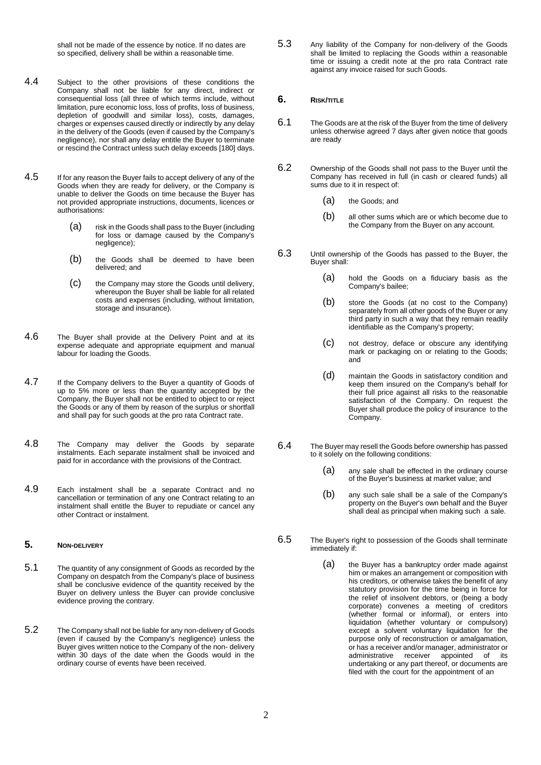shall not be made of the essence by notice. If no dates are so specified, delivery shall be within a reasonable time.

4.4 Subject to the other provisions of these conditions the Company shall not be liable for any direct, indirect or consequential loss (all three of which terms include, without limitation, pure economic loss, loss of profits, loss of business, depletion of goodwill and similar loss), costs, damages, charges or expenses caused directly or indirectly by any delay in the delivery of the Goods (even if caused by the Company's negligence), nor shall any delay entitle the Buyer to terminate or rescind the Contract unless such delay exceeds [180] days.

4.5 If for any reason the Buyer fails to accept delivery of any of the Goods when they are ready for delivery, or the Company is unable to deliver the Goods on time because the Buyer has not provided appropriate instructions, documents, licences or authorisations:

(a) risk in the Goods shall pass to the Buyer (including for loss or damage caused by the Company's negligence);

(b) the Goods shall be deemed to have been delivered; and

(c) the Company may store the Goods until delivery, whereupon the Buyer shall be liable for all related costs and expenses (including, without limitation, storage and insurance).

4.6 The Buyer shall provide at the Delivery Point and at its expense adequate and appropriate equipment and manual labour for loading the Goods.

4.7 If the Company delivers to the Buyer a quantity of Goods of up to 5% more or less than the quantity accepted by the Company, the Buyer shall not be entitled to object to or reject the Goods or any of them by reason of the surplus or shortfall and shall pay for such goods at the pro rata Contract rate.

4.8 The Company may deliver the Goods by separate instalments. Each separate instalment shall be invoiced and paid for in accordance with the provisions of the Contract.

4.9 Each instalment shall be a separate Contract and no cancellation or termination of any one Contract relating to an instalment shall entitle the Buyer to repudiate or cancel any other Contract or instalment.

## 5. NON-DELIVERY

5.1 The quantity of any consignment of Goods as recorded by the Company on despatch from the Company's place of business shall be conclusive evidence of the quantity received by the Buyer on delivery unless the Buyer can provide conclusive evidence proving the contrary.

5.2 The Company shall not be liable for any non-delivery of Goods (even if caused by the Company's negligence) unless the Buyer gives written notice to the Company of the non- delivery within 30 days of the date when the Goods would in the ordinary course of events have been received.

5.3 Any liability of the Company for non-delivery of the Goods shall be limited to replacing the Goods within a reasonable time or issuing a credit note at the pro rata Contract rate against any invoice raised for such Goods.

## 6. RISK/TITLE

6.1 The Goods are at the risk of the Buyer from the time of delivery unless otherwise agreed 7 days after given notice that goods are ready

6.2 Ownership of the Goods shall not pass to the Buyer until the Company has received in full (in cash or cleared funds) all sums due to it in respect of:

(a) the Goods; and

(b) all other sums which are or which become due to the Company from the Buyer on any account.

6.3 Until ownership of the Goods has passed to the Buyer, the Buyer shall:

(a) hold the Goods on a fiduciary basis as the Company's bailee;

(b) store the Goods (at no cost to the Company) separately from all other goods of the Buyer or any third party in such a way that they remain readily identifiable as the Company's property;

(c) not destroy, deface or obscure any identifying mark or packaging on or relating to the Goods; and

(d) maintain the Goods in satisfactory condition and keep them insured on the Company's behalf for their full price against all risks to the reasonable satisfaction of the Company. On request the Buyer shall produce the policy of insurance to the Company.

6.4 The Buyer may resell the Goods before ownership has passed to it solely on the following conditions:

(a) any sale shall be effected in the ordinary course of the Buyer's business at market value; and

(b) any such sale shall be a sale of the Company's property on the Buyer's own behalf and the Buyer shall deal as principal when making such a sale.

6.5 The Buyer's right to possession of the Goods shall terminate immediately if:

(a) the Buyer has a bankruptcy order made against him or makes an arrangement or composition with his creditors, or otherwise takes the benefit of any statutory provision for the time being in force for the relief of insolvent debtors, or (being a body corporate) convenes a meeting of creditors (whether formal or informal), or enters into liquidation (whether voluntary or compulsory) except a solvent voluntary liquidation for the purpose only of reconstruction or amalgamation, or has a receiver and/or manager, administrator or administrative receiver appointed of its undertaking or any part thereof, or documents are filed with the court for the appointment of an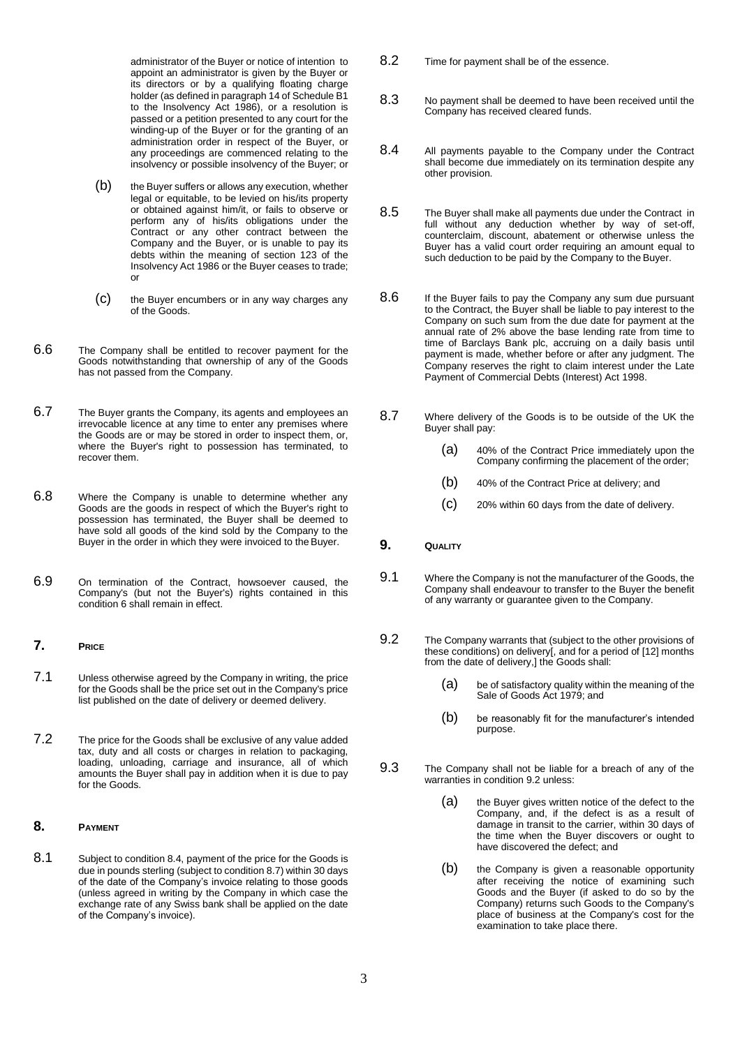administrator of the Buyer or notice of intention to appoint an administrator is given by the Buyer or its directors or by a qualifying floating charge holder (as defined in paragraph 14 of Schedule B1 to the Insolvency Act 1986), or a resolution is passed or a petition presented to any court for the winding-up of the Buyer or for the granting of an administration order in respect of the Buyer, or any proceedings are commenced relating to the insolvency or possible insolvency of the Buyer; or

(b) the Buyer suffers or allows any execution, whether legal or equitable, to be levied on his/its property or obtained against him/it, or fails to observe or perform any of his/its obligations under the Contract or any other contract between the Company and the Buyer, or is unable to pay its debts within the meaning of section 123 of the Insolvency Act 1986 or the Buyer ceases to trade; or

(c) the Buyer encumbers or in any way charges any of the Goods.

6.6 The Company shall be entitled to recover payment for the Goods notwithstanding that ownership of any of the Goods has not passed from the Company.

6.7 The Buyer grants the Company, its agents and employees an irrevocable licence at any time to enter any premises where the Goods are or may be stored in order to inspect them, or, where the Buyer's right to possession has terminated, to recover them.

6.8 Where the Company is unable to determine whether any Goods are the goods in respect of which the Buyer's right to possession has terminated, the Buyer shall be deemed to have sold all goods of the kind sold by the Company to the Buyer in the order in which they were invoiced to the Buyer.

6.9 On termination of the Contract, howsoever caused, the Company's (but not the Buyer's) rights contained in this condition 6 shall remain in effect.

## 7. PRICE

7.1 Unless otherwise agreed by the Company in writing, the price for the Goods shall be the price set out in the Company's price list published on the date of delivery or deemed delivery.

7.2 The price for the Goods shall be exclusive of any value added tax, duty and all costs or charges in relation to packaging, loading, unloading, carriage and insurance, all of which amounts the Buyer shall pay in addition when it is due to pay for the Goods.

## 8. PAYMENT

8.1 Subject to condition 8.4, payment of the price for the Goods is due in pounds sterling (subject to condition 8.7) within 30 days of the date of the Company's invoice relating to those goods (unless agreed in writing by the Company in which case the exchange rate of any Swiss bank shall be applied on the date of the Company's invoice).

8.2 Time for payment shall be of the essence.

8.3 No payment shall be deemed to have been received until the Company has received cleared funds.

8.4 All payments payable to the Company under the Contract shall become due immediately on its termination despite any other provision.

8.5 The Buyer shall make all payments due under the Contract in full without any deduction whether by way of set-off, counterclaim, discount, abatement or otherwise unless the Buyer has a valid court order requiring an amount equal to such deduction to be paid by the Company to the Buyer.

8.6 If the Buyer fails to pay the Company any sum due pursuant to the Contract, the Buyer shall be liable to pay interest to the Company on such sum from the due date for payment at the annual rate of 2% above the base lending rate from time to time of Barclays Bank plc, accruing on a daily basis until payment is made, whether before or after any judgment. The Company reserves the right to claim interest under the Late Payment of Commercial Debts (Interest) Act 1998.

8.7 Where delivery of the Goods is to be outside of the UK the Buyer shall pay:

(a) 40% of the Contract Price immediately upon the Company confirming the placement of the order;

(b) 40% of the Contract Price at delivery; and

(c) 20% within 60 days from the date of delivery.

## 9. QUALITY

9.1 Where the Company is not the manufacturer of the Goods, the Company shall endeavour to transfer to the Buyer the benefit of any warranty or guarantee given to the Company.

9.2 The Company warrants that (subject to the other provisions of these conditions) on delivery[, and for a period of [12] months from the date of delivery,] the Goods shall:

(a) be of satisfactory quality within the meaning of the Sale of Goods Act 1979; and

(b) be reasonably fit for the manufacturer's intended purpose.

9.3 The Company shall not be liable for a breach of any of the warranties in condition 9.2 unless:

(a) the Buyer gives written notice of the defect to the Company, and, if the defect is as a result of damage in transit to the carrier, within 30 days of the time when the Buyer discovers or ought to have discovered the defect; and

(b) the Company is given a reasonable opportunity after receiving the notice of examining such Goods and the Buyer (if asked to do so by the Company) returns such Goods to the Company's place of business at the Company's cost for the examination to take place there.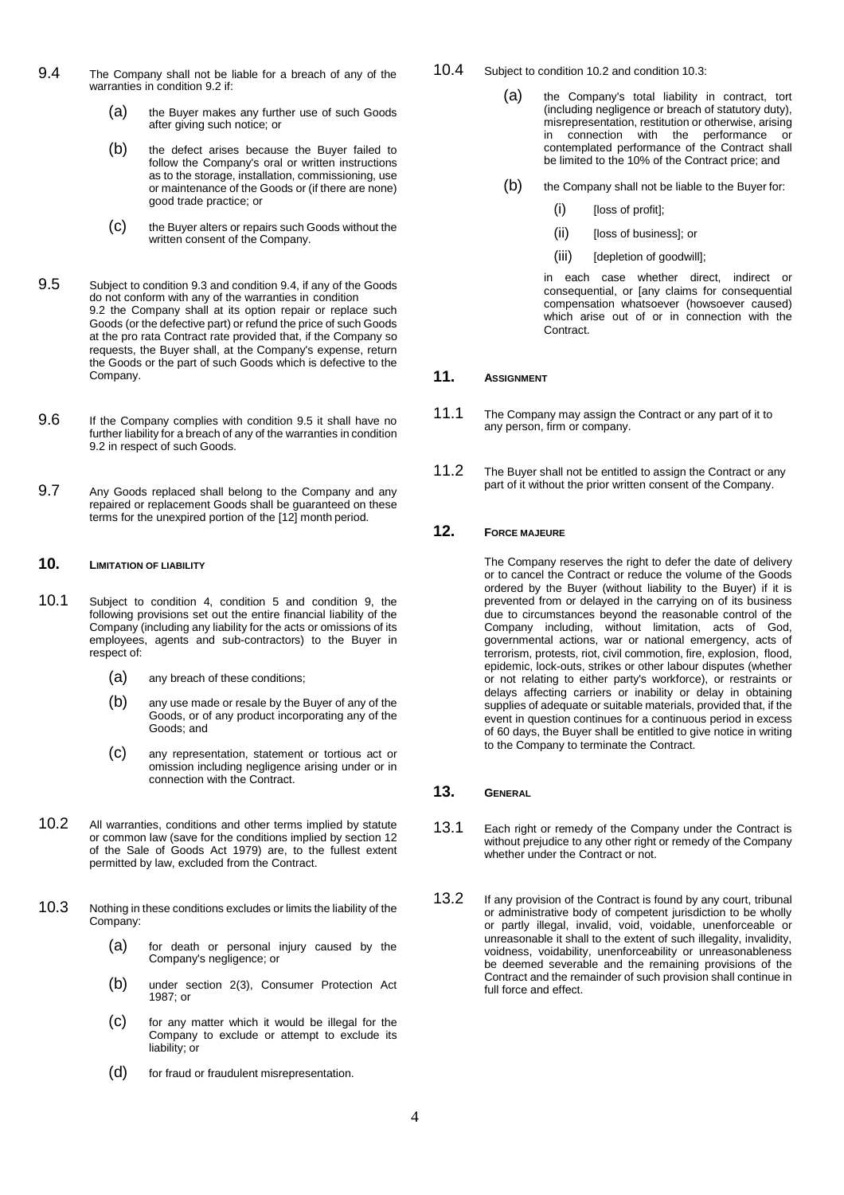9.4 The Company shall not be liable for a breach of any of the warranties in condition 9.2 if:

(a) the Buyer makes any further use of such Goods after giving such notice; or

(b) the defect arises because the Buyer failed to follow the Company's oral or written instructions as to the storage, installation, commissioning, use or maintenance of the Goods or (if there are none) good trade practice; or

(c) the Buyer alters or repairs such Goods without the written consent of the Company.

9.5 Subject to condition 9.3 and condition 9.4, if any of the Goods do not conform with any of the warranties in condition 9.2 the Company shall at its option repair or replace such Goods (or the defective part) or refund the price of such Goods at the pro rata Contract rate provided that, if the Company so requests, the Buyer shall, at the Company's expense, return the Goods or the part of such Goods which is defective to the Company.

9.6 If the Company complies with condition 9.5 it shall have no further liability for a breach of any of the warranties in condition 9.2 in respect of such Goods.

9.7 Any Goods replaced shall belong to the Company and any repaired or replacement Goods shall be guaranteed on these terms for the unexpired portion of the [12] month period.

## 10. LIMITATION OF LIABILITY

10.1 Subject to condition 4, condition 5 and condition 9, the following provisions set out the entire financial liability of the Company (including any liability for the acts or omissions of its employees, agents and sub-contractors) to the Buyer in respect of:

(a) any breach of these conditions;

(b) any use made or resale by the Buyer of any of the Goods, or of any product incorporating any of the Goods; and

(c) any representation, statement or tortious act or omission including negligence arising under or in connection with the Contract.

10.2 All warranties, conditions and other terms implied by statute or common law (save for the conditions implied by section 12 of the Sale of Goods Act 1979) are, to the fullest extent permitted by law, excluded from the Contract.

10.3 Nothing in these conditions excludes or limits the liability of the Company:

(a) for death or personal injury caused by the Company's negligence; or

(b) under section 2(3), Consumer Protection Act 1987; or

(c) for any matter which it would be illegal for the Company to exclude or attempt to exclude its liability; or

(d) for fraud or fraudulent misrepresentation.

10.4 Subject to condition 10.2 and condition 10.3:

(a) the Company's total liability in contract, tort (including negligence or breach of statutory duty), misrepresentation, restitution or otherwise, arising in connection with the performance or contemplated performance of the Contract shall be limited to the 10% of the Contract price; and

(b) the Company shall not be liable to the Buyer for:

(i) [loss of profit];

(ii) [loss of business]; or

(iii) [depletion of goodwill];

in each case whether direct, indirect or consequential, or [any claims for consequential compensation whatsoever (howsoever caused) which arise out of or in connection with the Contract.

## 11. ASSIGNMENT

11.1 The Company may assign the Contract or any part of it to any person, firm or company.

11.2 The Buyer shall not be entitled to assign the Contract or any part of it without the prior written consent of the Company.

## 12. FORCE MAJEURE

The Company reserves the right to defer the date of delivery or to cancel the Contract or reduce the volume of the Goods ordered by the Buyer (without liability to the Buyer) if it is prevented from or delayed in the carrying on of its business due to circumstances beyond the reasonable control of the Company including, without limitation, acts of God, governmental actions, war or national emergency, acts of terrorism, protests, riot, civil commotion, fire, explosion, flood, epidemic, lock-outs, strikes or other labour disputes (whether or not relating to either party's workforce), or restraints or delays affecting carriers or inability or delay in obtaining supplies of adequate or suitable materials, provided that, if the event in question continues for a continuous period in excess of 60 days, the Buyer shall be entitled to give notice in writing to the Company to terminate the Contract.

## 13. GENERAL

13.1 Each right or remedy of the Company under the Contract is without prejudice to any other right or remedy of the Company whether under the Contract or not.

13.2 If any provision of the Contract is found by any court, tribunal or administrative body of competent jurisdiction to be wholly or partly illegal, invalid, void, voidable, unenforceable or unreasonable it shall to the extent of such illegality, invalidity, voidness, voidability, unenforceability or unreasonableness be deemed severable and the remaining provisions of the Contract and the remainder of such provision shall continue in full force and effect.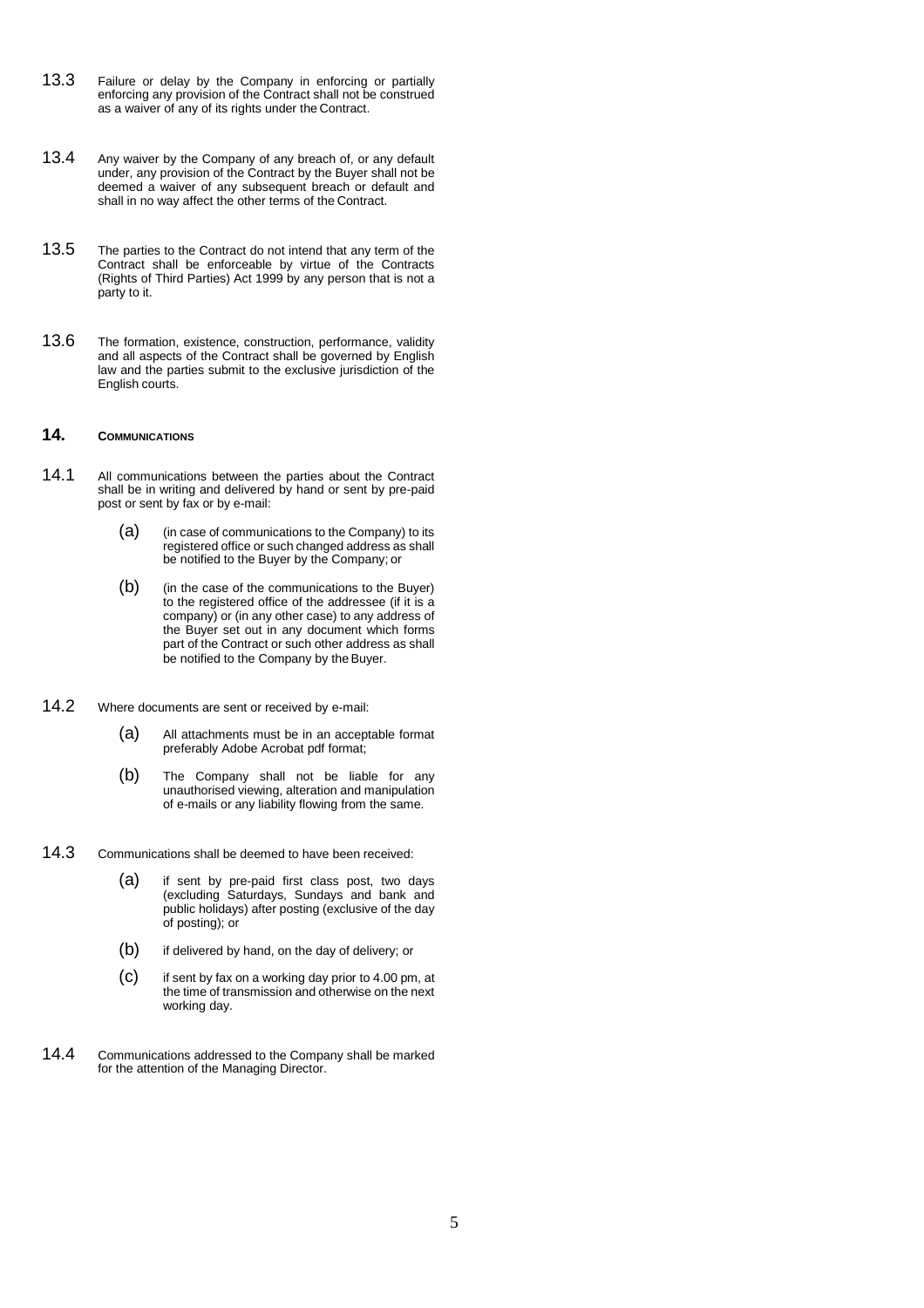13.3 Failure or delay by the Company in enforcing or partially enforcing any provision of the Contract shall not be construed as a waiver of any of its rights under the Contract.

13.4 Any waiver by the Company of any breach of, or any default under, any provision of the Contract by the Buyer shall not be deemed a waiver of any subsequent breach or default and shall in no way affect the other terms of the Contract.

13.5 The parties to the Contract do not intend that any term of the Contract shall be enforceable by virtue of the Contracts (Rights of Third Parties) Act 1999 by any person that is not a party to it.

13.6 The formation, existence, construction, performance, validity and all aspects of the Contract shall be governed by English law and the parties submit to the exclusive jurisdiction of the English courts.

## 14. COMMUNICATIONS

14.1 All communications between the parties about the Contract shall be in writing and delivered by hand or sent by pre-paid post or sent by fax or by e-mail:

(a) (in case of communications to the Company) to its registered office or such changed address as shall be notified to the Buyer by the Company; or

(b) (in the case of the communications to the Buyer) to the registered office of the addressee (if it is a company) or (in any other case) to any address of the Buyer set out in any document which forms part of the Contract or such other address as shall be notified to the Company by the Buyer.

14.2 Where documents are sent or received by e-mail:

(a) All attachments must be in an acceptable format preferably Adobe Acrobat pdf format;

(b) The Company shall not be liable for any unauthorised viewing, alteration and manipulation of e-mails or any liability flowing from the same.

14.3 Communications shall be deemed to have been received:

(a) if sent by pre-paid first class post, two days (excluding Saturdays, Sundays and bank and public holidays) after posting (exclusive of the day of posting); or

(b) if delivered by hand, on the day of delivery; or

(c) if sent by fax on a working day prior to 4.00 pm, at the time of transmission and otherwise on the next working day.

14.4 Communications addressed to the Company shall be marked for the attention of the Managing Director.